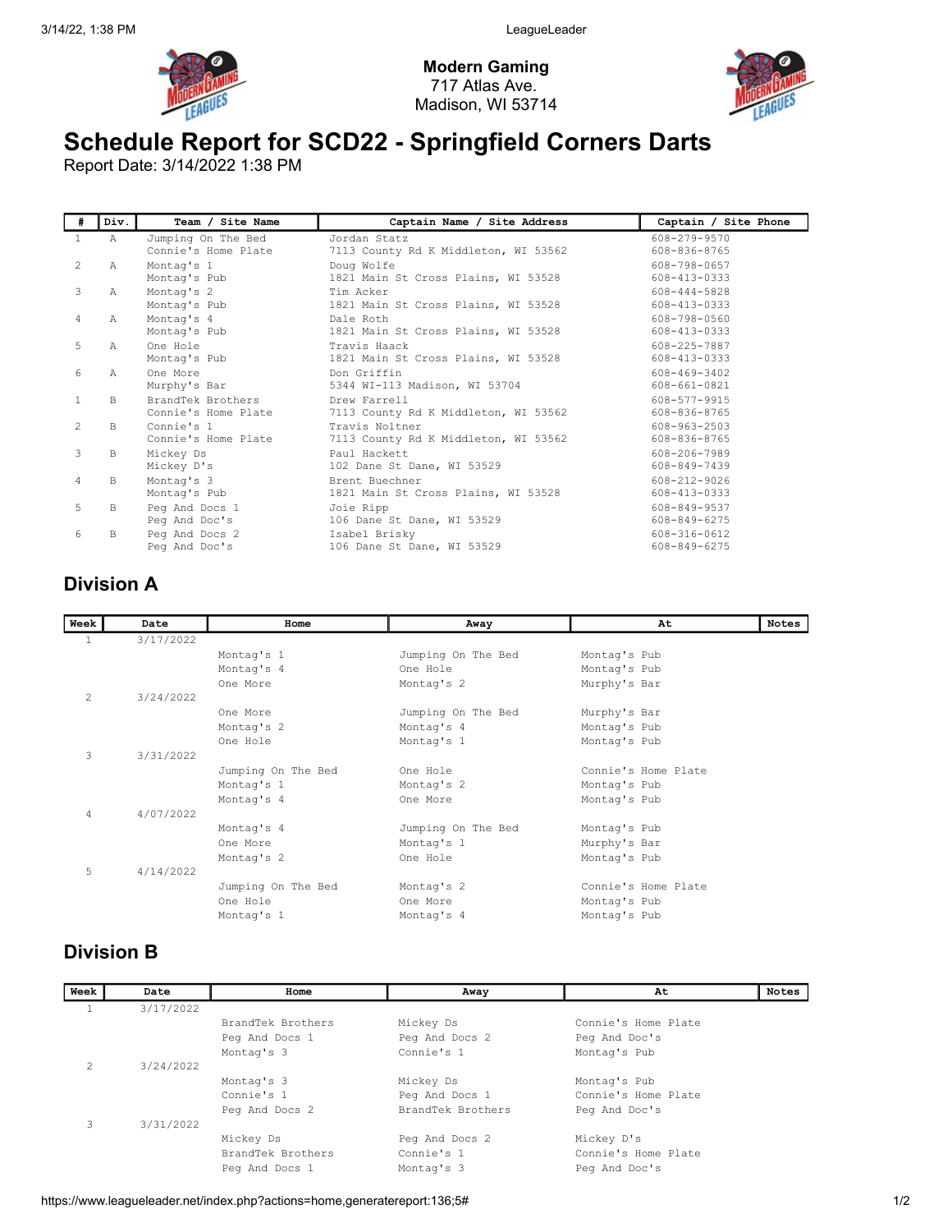**Modern Gaming**
717 Atlas Ave.
Madison, WI 53714

# Schedule Report for SCD22 - Springfield Corners Darts

Report Date: 3/14/2022 1:38 PM

| # | Div. | Team / Site Name | Captain Name / Site Address | Captain / Site Phone |
|---|---|---|---|---|
| 1 | A | Jumping On The Bed<br>Connie's Home Plate | Jordan Statz<br>7113 County Rd K Middleton, WI 53562 | 608-279-9570<br>608-836-8765 |
| 2 | A | Montag's 1<br>Montag's Pub | Doug Wolfe<br>1821 Main St Cross Plains, WI 53528 | 608-798-0657<br>608-413-0333 |
| 3 | A | Montag's 2<br>Montag's Pub | Tim Acker<br>1821 Main St Cross Plains, WI 53528 | 608-444-5828<br>608-413-0333 |
| 4 | A | Montag's 4<br>Montag's Pub | Dale Roth<br>1821 Main St Cross Plains, WI 53528 | 608-798-0560<br>608-413-0333 |
| 5 | A | One Hole<br>Montag's Pub | Travis Haack<br>1821 Main St Cross Plains, WI 53528 | 608-225-7887<br>608-413-0333 |
| 6 | A | One More<br>Murphy's Bar | Don Griffin<br>5344 WI-113 Madison, WI 53704 | 608-469-3402<br>608-661-0821 |
| 1 | B | BrandTek Brothers<br>Connie's Home Plate | Drew Farrell<br>7113 County Rd K Middleton, WI 53562 | 608-577-9915<br>608-836-8765 |
| 2 | B | Connie's 1<br>Connie's Home Plate | Travis Noltner<br>7113 County Rd K Middleton, WI 53562 | 608-963-2503<br>608-836-8765 |
| 3 | B | Mickey Ds<br>Mickey D's | Paul Hackett<br>102 Dane St Dane, WI 53529 | 608-206-7989<br>608-849-7439 |
| 4 | B | Montag's 3<br>Montag's Pub | Brent Buechner<br>1821 Main St Cross Plains, WI 53528 | 608-212-9026<br>608-413-0333 |
| 5 | B | Peg And Docs 1<br>Peg And Doc's | Joie Ripp<br>106 Dane St Dane, WI 53529 | 608-849-9537<br>608-849-6275 |
| 6 | B | Peg And Docs 2<br>Peg And Doc's | Isabel Brisky<br>106 Dane St Dane, WI 53529 | 608-316-0612<br>608-849-6275 |

## Division A

| Week | Date | Home | Away | At | Notes |
|---|---|---|---|---|---|
| 1 | 3/17/2022 | | | | |
| | | Montag's 1 | Jumping On The Bed | Montag's Pub | |
| | | Montag's 4 | One Hole | Montag's Pub | |
| | | One More | Montag's 2 | Murphy's Bar | |
| 2 | 3/24/2022 | | | | |
| | | One More | Jumping On The Bed | Murphy's Bar | |
| | | Montag's 2 | Montag's 4 | Montag's Pub | |
| | | One Hole | Montag's 1 | Montag's Pub | |
| 3 | 3/31/2022 | | | | |
| | | Jumping On The Bed | One Hole | Connie's Home Plate | |
| | | Montag's 1 | Montag's 2 | Montag's Pub | |
| | | Montag's 4 | One More | Montag's Pub | |
| 4 | 4/07/2022 | | | | |
| | | Montag's 4 | Jumping On The Bed | Montag's Pub | |
| | | One More | Montag's 1 | Murphy's Bar | |
| | | Montag's 2 | One Hole | Montag's Pub | |
| 5 | 4/14/2022 | | | | |
| | | Jumping On The Bed | Montag's 2 | Connie's Home Plate | |
| | | One Hole | One More | Montag's Pub | |
| | | Montag's 1 | Montag's 4 | Montag's Pub | |

## Division B

| Week | Date | Home | Away | At | Notes |
|---|---|---|---|---|---|
| 1 | 3/17/2022 | | | | |
| | | BrandTek Brothers | Mickey Ds | Connie's Home Plate | |
| | | Peg And Docs 1 | Peg And Docs 2 | Peg And Doc's | |
| | | Montag's 3 | Connie's 1 | Montag's Pub | |
| 2 | 3/24/2022 | | | | |
| | | Montag's 3 | Mickey Ds | Montag's Pub | |
| | | Connie's 1 | Peg And Docs 1 | Connie's Home Plate | |
| | | Peg And Docs 2 | BrandTek Brothers | Peg And Doc's | |
| 3 | 3/31/2022 | | | | |
| | | Mickey Ds | Peg And Docs 2 | Mickey D's | |
| | | BrandTek Brothers | Connie's 1 | Connie's Home Plate | |
| | | Peg And Docs 1 | Montag's 3 | Peg And Doc's | |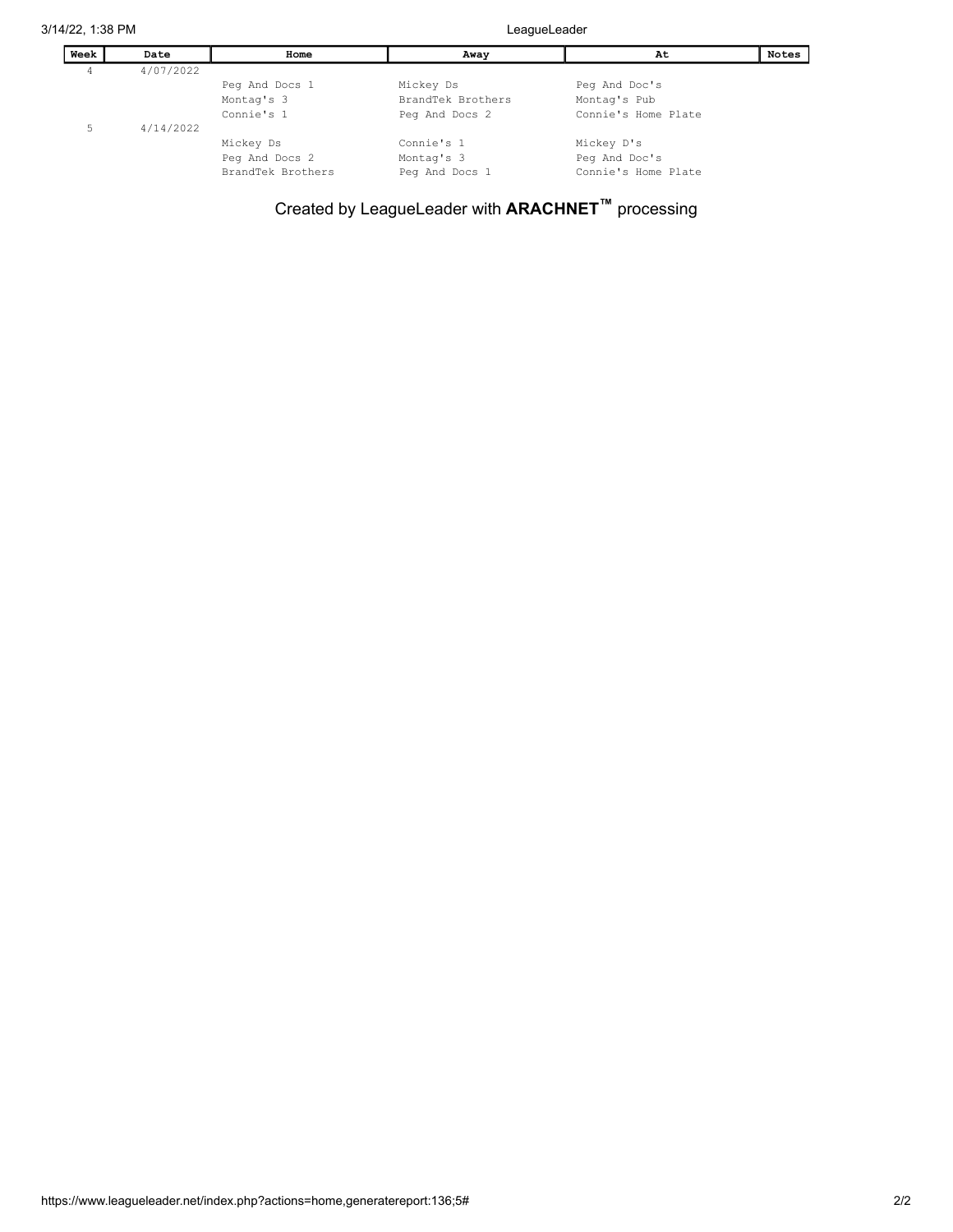| Week | Date | Home | Away | At | Notes |
|---|---|---|---|---|---|
| 4 | 4/07/2022 | | | | |
| | | Peg And Docs 1 | Mickey Ds | Peg And Doc's | |
| | | Montag's 3 | BrandTek Brothers | Montag's Pub | |
| | | Connie's 1 | Peg And Docs 2 | Connie's Home Plate | |
| 5 | 4/14/2022 | | | | |
| | | Mickey Ds | Connie's 1 | Mickey D's | |
| | | Peg And Docs 2 | Montag's 3 | Peg And Doc's | |
| | | BrandTek Brothers | Peg And Docs 1 | Connie's Home Plate | |

Created by LeagueLeader with **ARACHNET™** processing